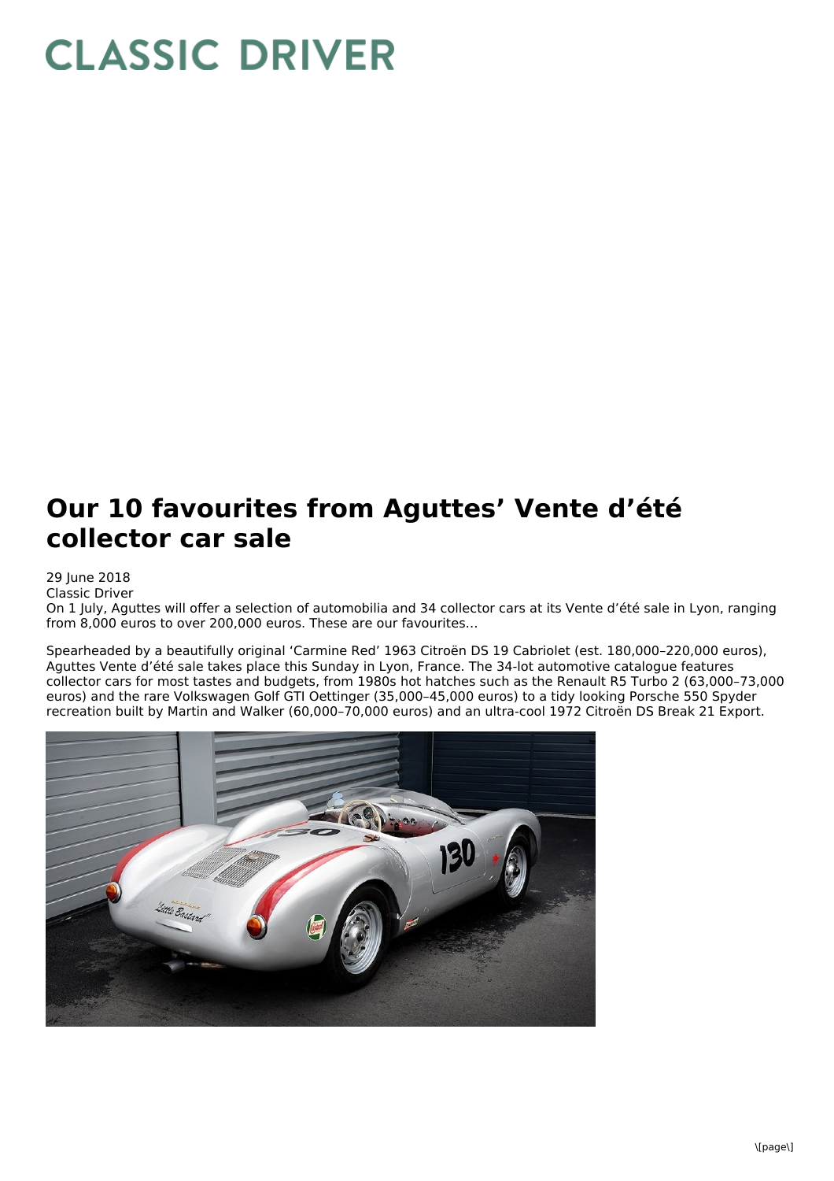# Our 10 favourites from Aguttes' Vente d'été collector car sale

29 June 2018
Classic Driver

On 1 July, Aguttes will offer a selection of automobilia and 34 collector cars at its Vente d'été sale in Lyon, ranging from 8,000 euros to over 200,000 euros. These are our favourites…

Spearheaded by a beautifully original 'Carmine Red' 1963 Citroën DS 19 Cabriolet (est. 180,000–220,000 euros), Aguttes Vente d'été sale takes place this Sunday in Lyon, France. The 34-lot automotive catalogue features collector cars for most tastes and budgets, from 1980s hot hatches such as the Renault R5 Turbo 2 (63,000–73,000 euros) and the rare Volkswagen Golf GTI Oettinger (35,000–45,000 euros) to a tidy looking Porsche 550 Spyder recreation built by Martin and Walker (60,000–70,000 euros) and an ultra-cool 1972 Citroën DS Break 21 Export.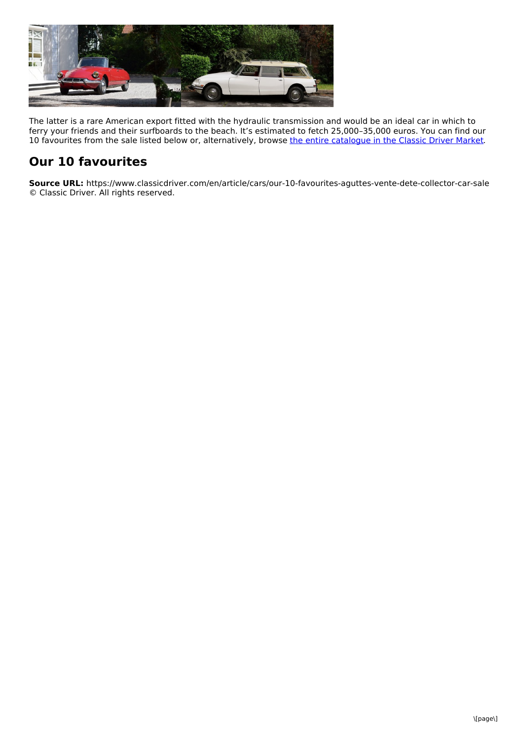The latter is a rare American export fitted with the hydraulic transmission and would be an ideal car in which to ferry your friends and their surfboards to the beach. It’s estimated to fetch 25,000–35,000 euros. You can find our 10 favourites from the sale listed below or, alternatively, browse [the entire catalogue in the Classic Driver Market](#).

## Our 10 favourites

**Source URL:** https://www.classicdriver.com/en/article/cars/our-10-favourites-aguttes-vente-dete-collector-car-sale
© Classic Driver. All rights reserved.